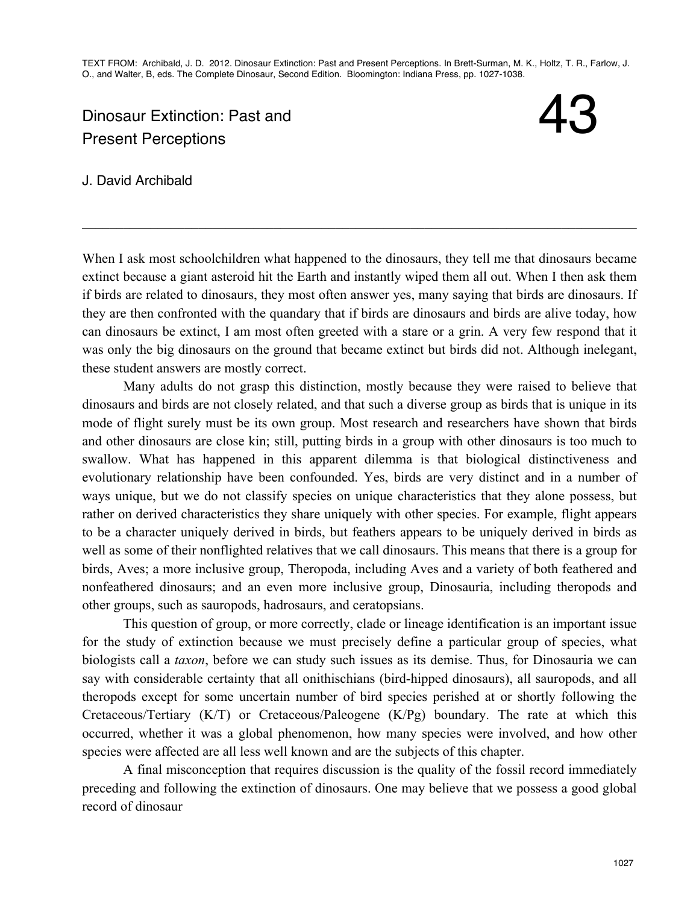TEXT FROM: Archibald, J. D. 2012. Dinosaur Extinction: Past and Present Perceptions. In Brett-Surman, M. K., Holtz, T. R., Farlow, J. O., and Walter, B, eds. The Complete Dinosaur, Second Edition. Bloomington: Indiana Press, pp. 1027-1038.

# 43

# Dinosaur Extinction: Past and Present Perceptions

J. David Archibald

---

When I ask most schoolchildren what happened to the dinosaurs, they tell me that dinosaurs became extinct because a giant asteroid hit the Earth and instantly wiped them all out. When I then ask them if birds are related to dinosaurs, they most often answer yes, many saying that birds are dinosaurs. If they are then confronted with the quandary that if birds are dinosaurs and birds are alive today, how can dinosaurs be extinct, I am most often greeted with a stare or a grin. A very few respond that it was only the big dinosaurs on the ground that became extinct but birds did not. Although inelegant, these student answers are mostly correct.

Many adults do not grasp this distinction, mostly because they were raised to believe that dinosaurs and birds are not closely related, and that such a diverse group as birds that is unique in its mode of flight surely must be its own group. Most research and researchers have shown that birds and other dinosaurs are close kin; still, putting birds in a group with other dinosaurs is too much to swallow. What has happened in this apparent dilemma is that biological distinctiveness and evolutionary relationship have been confounded. Yes, birds are very distinct and in a number of ways unique, but we do not classify species on unique characteristics that they alone possess, but rather on derived characteristics they share uniquely with other species. For example, flight appears to be a character uniquely derived in birds, but feathers appears to be uniquely derived in birds as well as some of their nonflighted relatives that we call dinosaurs. This means that there is a group for birds, Aves; a more inclusive group, Theropoda, including Aves and a variety of both feathered and nonfeathered dinosaurs; and an even more inclusive group, Dinosauria, including theropods and other groups, such as sauropods, hadrosaurs, and ceratopsians.

This question of group, or more correctly, clade or lineage identification is an important issue for the study of extinction because we must precisely define a particular group of species, what biologists call a *taxon*, before we can study such issues as its demise. Thus, for Dinosauria we can say with considerable certainty that all onithischians (bird-hipped dinosaurs), all sauropods, and all theropods except for some uncertain number of bird species perished at or shortly following the Cretaceous/Tertiary (K/T) or Cretaceous/Paleogene (K/Pg) boundary. The rate at which this occurred, whether it was a global phenomenon, how many species were involved, and how other species were affected are all less well known and are the subjects of this chapter.

A final misconception that requires discussion is the quality of the fossil record immediately preceding and following the extinction of dinosaurs. One may believe that we possess a good global record of dinosaur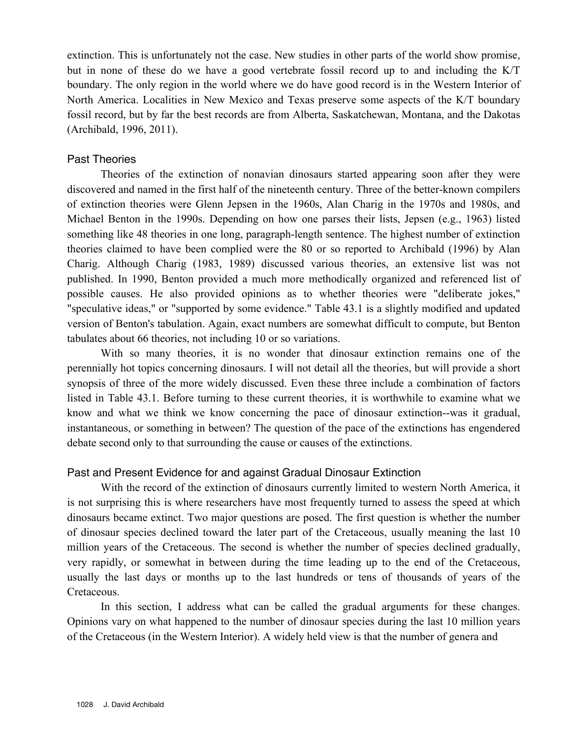extinction. This is unfortunately not the case. New studies in other parts of the world show promise, but in none of these do we have a good vertebrate fossil record up to and including the K/T boundary. The only region in the world where we do have good record is in the Western Interior of North America. Localities in New Mexico and Texas preserve some aspects of the K/T boundary fossil record, but by far the best records are from Alberta, Saskatchewan, Montana, and the Dakotas (Archibald, 1996, 2011).

## Past Theories

Theories of the extinction of nonavian dinosaurs started appearing soon after they were discovered and named in the first half of the nineteenth century. Three of the better-known compilers of extinction theories were Glenn Jepsen in the 1960s, Alan Charig in the 1970s and 1980s, and Michael Benton in the 1990s. Depending on how one parses their lists, Jepsen (e.g., 1963) listed something like 48 theories in one long, paragraph-length sentence. The highest number of extinction theories claimed to have been complied were the 80 or so reported to Archibald (1996) by Alan Charig. Although Charig (1983, 1989) discussed various theories, an extensive list was not published. In 1990, Benton provided a much more methodically organized and referenced list of possible causes. He also provided opinions as to whether theories were "deliberate jokes," "speculative ideas," or "supported by some evidence." Table 43.1 is a slightly modified and updated version of Benton's tabulation. Again, exact numbers are somewhat difficult to compute, but Benton tabulates about 66 theories, not including 10 or so variations.

With so many theories, it is no wonder that dinosaur extinction remains one of the perennially hot topics concerning dinosaurs. I will not detail all the theories, but will provide a short synopsis of three of the more widely discussed. Even these three include a combination of factors listed in Table 43.1. Before turning to these current theories, it is worthwhile to examine what we know and what we think we know concerning the pace of dinosaur extinction--was it gradual, instantaneous, or something in between? The question of the pace of the extinctions has engendered debate second only to that surrounding the cause or causes of the extinctions.

## Past and Present Evidence for and against Gradual Dinosaur Extinction

With the record of the extinction of dinosaurs currently limited to western North America, it is not surprising this is where researchers have most frequently turned to assess the speed at which dinosaurs became extinct. Two major questions are posed. The first question is whether the number of dinosaur species declined toward the later part of the Cretaceous, usually meaning the last 10 million years of the Cretaceous. The second is whether the number of species declined gradually, very rapidly, or somewhat in between during the time leading up to the end of the Cretaceous, usually the last days or months up to the last hundreds or tens of thousands of years of the Cretaceous.

In this section, I address what can be called the gradual arguments for these changes. Opinions vary on what happened to the number of dinosaur species during the last 10 million years of the Cretaceous (in the Western Interior). A widely held view is that the number of genera and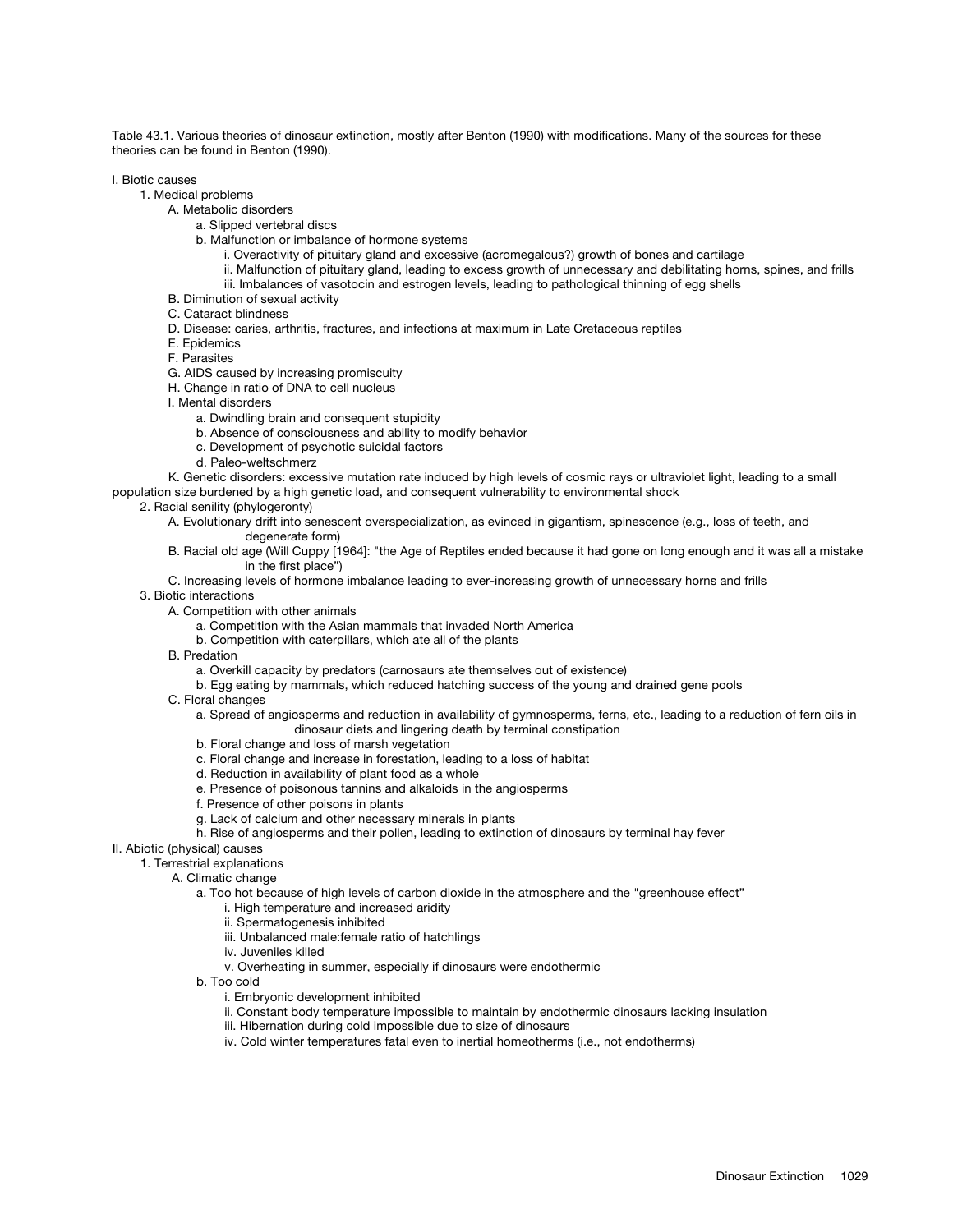Table 43.1. Various theories of dinosaur extinction, mostly after Benton (1990) with modifications. Many of the sources for these theories can be found in Benton (1990).

- I. Biotic causes
  - 1. Medical problems
    - A. Metabolic disorders
      - a. Slipped vertebral discs
      - b. Malfunction or imbalance of hormone systems
        - i. Overactivity of pituitary gland and excessive (acromegalous?) growth of bones and cartilage
        - ii. Malfunction of pituitary gland, leading to excess growth of unnecessary and debilitating horns, spines, and frills
        - iii. Imbalances of vasotocin and estrogen levels, leading to pathological thinning of egg shells
    - B. Diminution of sexual activity
    - C. Cataract blindness
    - D. Disease: caries, arthritis, fractures, and infections at maximum in Late Cretaceous reptiles
    - E. Epidemics
    - F. Parasites
    - G. AIDS caused by increasing promiscuity
    - H. Change in ratio of DNA to cell nucleus
    - I. Mental disorders
      - a. Dwindling brain and consequent stupidity
      - b. Absence of consciousness and ability to modify behavior
      - c. Development of psychotic suicidal factors
      - d. Paleo-weltschmerz
    - K. Genetic disorders: excessive mutation rate induced by high levels of cosmic rays or ultraviolet light, leading to a small population size burdened by a high genetic load, and consequent vulnerability to environmental shock
  - 2. Racial senility (phylogeronty)
    - A. Evolutionary drift into senescent overspecialization, as evinced in gigantism, spinescence (e.g., loss of teeth, and degenerate form)
    - B. Racial old age (Will Cuppy [1964]: "the Age of Reptiles ended because it had gone on long enough and it was all a mistake in the first place")
    - C. Increasing levels of hormone imbalance leading to ever-increasing growth of unnecessary horns and frills
  - 3. Biotic interactions
    - A. Competition with other animals
      - a. Competition with the Asian mammals that invaded North America
      - b. Competition with caterpillars, which ate all of the plants
    - B. Predation
      - a. Overkill capacity by predators (carnosaurs ate themselves out of existence)
      - b. Egg eating by mammals, which reduced hatching success of the young and drained gene pools
    - C. Floral changes
      - a. Spread of angiosperms and reduction in availability of gymnosperms, ferns, etc., leading to a reduction of fern oils in dinosaur diets and lingering death by terminal constipation
      - b. Floral change and loss of marsh vegetation
      - c. Floral change and increase in forestation, leading to a loss of habitat
      - d. Reduction in availability of plant food as a whole
      - e. Presence of poisonous tannins and alkaloids in the angiosperms
      - f. Presence of other poisons in plants
      - g. Lack of calcium and other necessary minerals in plants
      - h. Rise of angiosperms and their pollen, leading to extinction of dinosaurs by terminal hay fever
- II. Abiotic (physical) causes
  - 1. Terrestrial explanations
    - A. Climatic change
      - a. Too hot because of high levels of carbon dioxide in the atmosphere and the "greenhouse effect"
        - i. High temperature and increased aridity
        - ii. Spermatogenesis inhibited
        - iii. Unbalanced male:female ratio of hatchlings
        - iv. Juveniles killed
        - v. Overheating in summer, especially if dinosaurs were endothermic
      - b. Too cold
        - i. Embryonic development inhibited
        - ii. Constant body temperature impossible to maintain by endothermic dinosaurs lacking insulation
        - iii. Hibernation during cold impossible due to size of dinosaurs
        - iv. Cold winter temperatures fatal even to inertial homeotherms (i.e., not endotherms)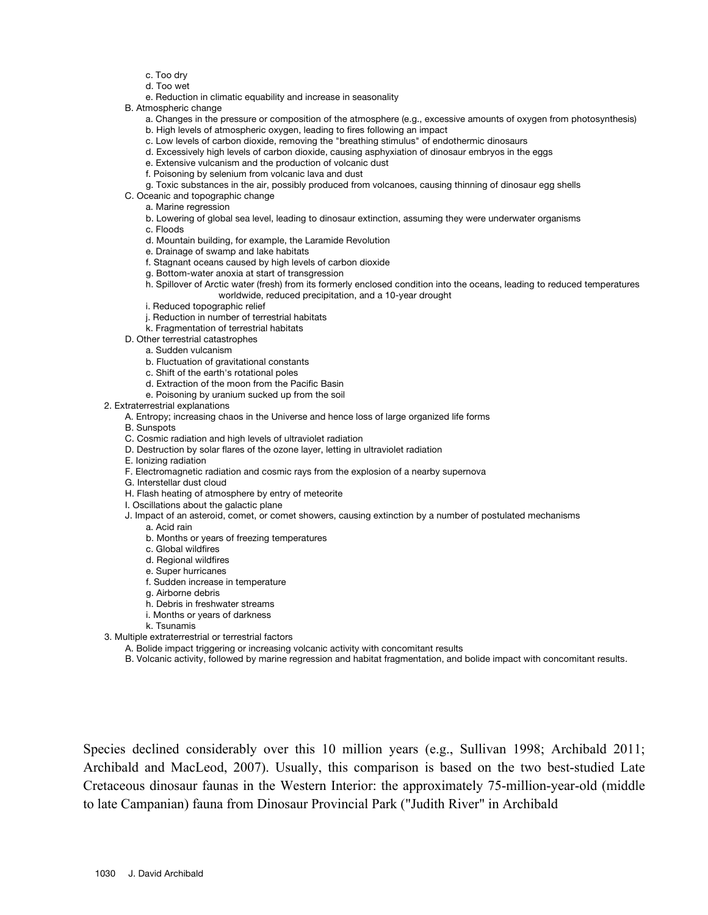- c. Too dry
- d. Too wet
- e. Reduction in climatic equability and increase in seasonality

B. Atmospheric change

- a. Changes in the pressure or composition of the atmosphere (e.g., excessive amounts of oxygen from photosynthesis)
- b. High levels of atmospheric oxygen, leading to fires following an impact
- c. Low levels of carbon dioxide, removing the "breathing stimulus" of endothermic dinosaurs
- d. Excessively high levels of carbon dioxide, causing asphyxiation of dinosaur embryos in the eggs
- e. Extensive vulcanism and the production of volcanic dust
- f. Poisoning by selenium from volcanic lava and dust
- g. Toxic substances in the air, possibly produced from volcanoes, causing thinning of dinosaur egg shells

C. Oceanic and topographic change

- a. Marine regression
- b. Lowering of global sea level, leading to dinosaur extinction, assuming they were underwater organisms
- c. Floods
- d. Mountain building, for example, the Laramide Revolution
- e. Drainage of swamp and lake habitats
- f. Stagnant oceans caused by high levels of carbon dioxide
- g. Bottom-water anoxia at start of transgression
- h. Spillover of Arctic water (fresh) from its formerly enclosed condition into the oceans, leading to reduced temperatures worldwide, reduced precipitation, and a 10-year drought
- i. Reduced topographic relief
- j. Reduction in number of terrestrial habitats
- k. Fragmentation of terrestrial habitats

D. Other terrestrial catastrophes

- a. Sudden vulcanism
- b. Fluctuation of gravitational constants
- c. Shift of the earth's rotational poles
- d. Extraction of the moon from the Pacific Basin
- e. Poisoning by uranium sucked up from the soil

2. Extraterrestrial explanations

A. Entropy; increasing chaos in the Universe and hence loss of large organized life forms

B. Sunspots

C. Cosmic radiation and high levels of ultraviolet radiation

D. Destruction by solar flares of the ozone layer, letting in ultraviolet radiation

E. Ionizing radiation

F. Electromagnetic radiation and cosmic rays from the explosion of a nearby supernova

G. Interstellar dust cloud

H. Flash heating of atmosphere by entry of meteorite

I. Oscillations about the galactic plane

J. Impact of an asteroid, comet, or comet showers, causing extinction by a number of postulated mechanisms

- a. Acid rain
- b. Months or years of freezing temperatures
- c. Global wildfires
- d. Regional wildfires
- e. Super hurricanes
- f. Sudden increase in temperature
- g. Airborne debris
- h. Debris in freshwater streams
- i. Months or years of darkness
- k. Tsunamis

3. Multiple extraterrestrial or terrestrial factors

A. Bolide impact triggering or increasing volcanic activity with concomitant results

B. Volcanic activity, followed by marine regression and habitat fragmentation, and bolide impact with concomitant results.

Species declined considerably over this 10 million years (e.g., Sullivan 1998; Archibald 2011; Archibald and MacLeod, 2007). Usually, this comparison is based on the two best-studied Late Cretaceous dinosaur faunas in the Western Interior: the approximately 75-million-year-old (middle to late Campanian) fauna from Dinosaur Provincial Park ("Judith River" in Archibald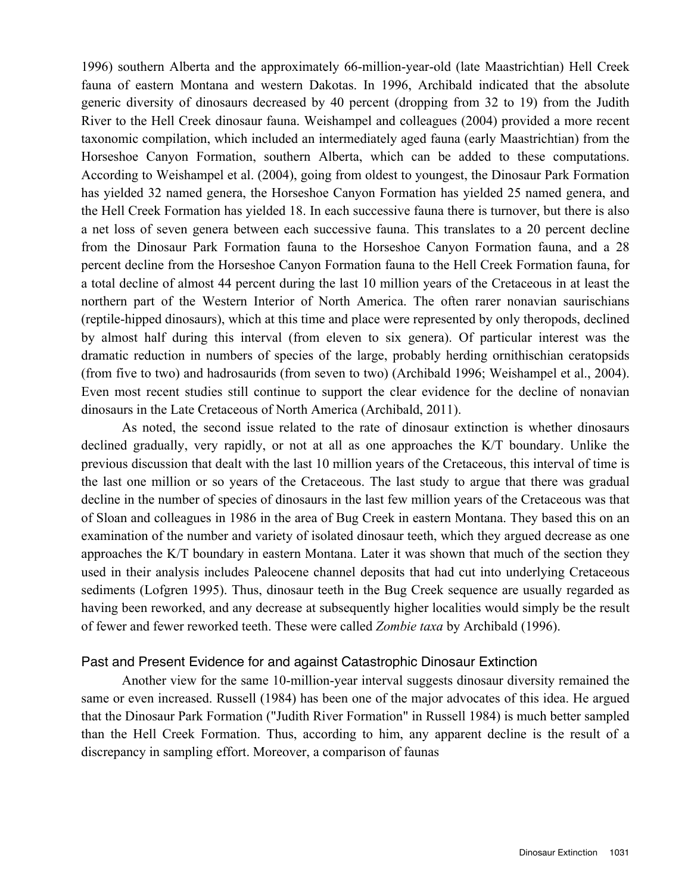1996) southern Alberta and the approximately 66-million-year-old (late Maastrichtian) Hell Creek fauna of eastern Montana and western Dakotas. In 1996, Archibald indicated that the absolute generic diversity of dinosaurs decreased by 40 percent (dropping from 32 to 19) from the Judith River to the Hell Creek dinosaur fauna. Weishampel and colleagues (2004) provided a more recent taxonomic compilation, which included an intermediately aged fauna (early Maastrichtian) from the Horseshoe Canyon Formation, southern Alberta, which can be added to these computations. According to Weishampel et al. (2004), going from oldest to youngest, the Dinosaur Park Formation has yielded 32 named genera, the Horseshoe Canyon Formation has yielded 25 named genera, and the Hell Creek Formation has yielded 18. In each successive fauna there is turnover, but there is also a net loss of seven genera between each successive fauna. This translates to a 20 percent decline from the Dinosaur Park Formation fauna to the Horseshoe Canyon Formation fauna, and a 28 percent decline from the Horseshoe Canyon Formation fauna to the Hell Creek Formation fauna, for a total decline of almost 44 percent during the last 10 million years of the Cretaceous in at least the northern part of the Western Interior of North America. The often rarer nonavian saurischians (reptile-hipped dinosaurs), which at this time and place were represented by only theropods, declined by almost half during this interval (from eleven to six genera). Of particular interest was the dramatic reduction in numbers of species of the large, probably herding ornithischian ceratopsids (from five to two) and hadrosaurids (from seven to two) (Archibald 1996; Weishampel et al., 2004). Even most recent studies still continue to support the clear evidence for the decline of nonavian dinosaurs in the Late Cretaceous of North America (Archibald, 2011).

As noted, the second issue related to the rate of dinosaur extinction is whether dinosaurs declined gradually, very rapidly, or not at all as one approaches the K/T boundary. Unlike the previous discussion that dealt with the last 10 million years of the Cretaceous, this interval of time is the last one million or so years of the Cretaceous. The last study to argue that there was gradual decline in the number of species of dinosaurs in the last few million years of the Cretaceous was that of Sloan and colleagues in 1986 in the area of Bug Creek in eastern Montana. They based this on an examination of the number and variety of isolated dinosaur teeth, which they argued decrease as one approaches the K/T boundary in eastern Montana. Later it was shown that much of the section they used in their analysis includes Paleocene channel deposits that had cut into underlying Cretaceous sediments (Lofgren 1995). Thus, dinosaur teeth in the Bug Creek sequence are usually regarded as having been reworked, and any decrease at subsequently higher localities would simply be the result of fewer and fewer reworked teeth. These were called *Zombie taxa* by Archibald (1996).

### Past and Present Evidence for and against Catastrophic Dinosaur Extinction

Another view for the same 10-million-year interval suggests dinosaur diversity remained the same or even increased. Russell (1984) has been one of the major advocates of this idea. He argued that the Dinosaur Park Formation ("Judith River Formation" in Russell 1984) is much better sampled than the Hell Creek Formation. Thus, according to him, any apparent decline is the result of a discrepancy in sampling effort. Moreover, a comparison of faunas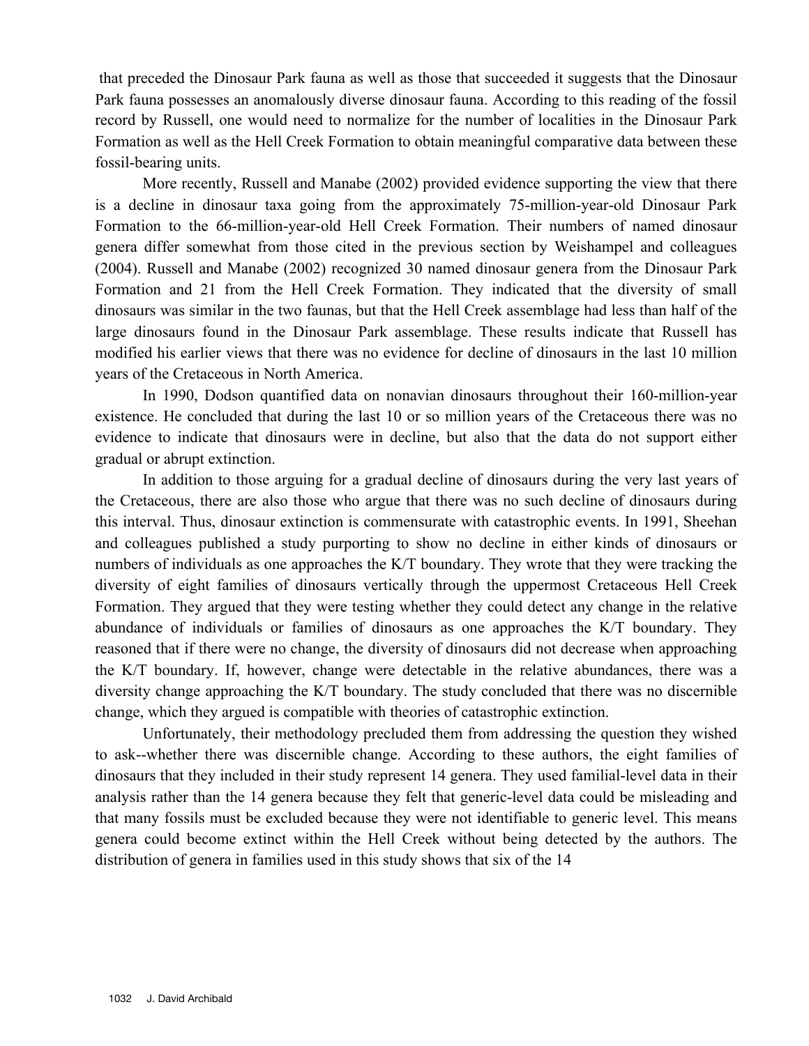that preceded the Dinosaur Park fauna as well as those that succeeded it suggests that the Dinosaur Park fauna possesses an anomalously diverse dinosaur fauna. According to this reading of the fossil record by Russell, one would need to normalize for the number of localities in the Dinosaur Park Formation as well as the Hell Creek Formation to obtain meaningful comparative data between these fossil-bearing units.

More recently, Russell and Manabe (2002) provided evidence supporting the view that there is a decline in dinosaur taxa going from the approximately 75-million-year-old Dinosaur Park Formation to the 66-million-year-old Hell Creek Formation. Their numbers of named dinosaur genera differ somewhat from those cited in the previous section by Weishampel and colleagues (2004). Russell and Manabe (2002) recognized 30 named dinosaur genera from the Dinosaur Park Formation and 21 from the Hell Creek Formation. They indicated that the diversity of small dinosaurs was similar in the two faunas, but that the Hell Creek assemblage had less than half of the large dinosaurs found in the Dinosaur Park assemblage. These results indicate that Russell has modified his earlier views that there was no evidence for decline of dinosaurs in the last 10 million years of the Cretaceous in North America.

In 1990, Dodson quantified data on nonavian dinosaurs throughout their 160-million-year existence. He concluded that during the last 10 or so million years of the Cretaceous there was no evidence to indicate that dinosaurs were in decline, but also that the data do not support either gradual or abrupt extinction.

In addition to those arguing for a gradual decline of dinosaurs during the very last years of the Cretaceous, there are also those who argue that there was no such decline of dinosaurs during this interval. Thus, dinosaur extinction is commensurate with catastrophic events. In 1991, Sheehan and colleagues published a study purporting to show no decline in either kinds of dinosaurs or numbers of individuals as one approaches the K/T boundary. They wrote that they were tracking the diversity of eight families of dinosaurs vertically through the uppermost Cretaceous Hell Creek Formation. They argued that they were testing whether they could detect any change in the relative abundance of individuals or families of dinosaurs as one approaches the K/T boundary. They reasoned that if there were no change, the diversity of dinosaurs did not decrease when approaching the K/T boundary. If, however, change were detectable in the relative abundances, there was a diversity change approaching the K/T boundary. The study concluded that there was no discernible change, which they argued is compatible with theories of catastrophic extinction.

Unfortunately, their methodology precluded them from addressing the question they wished to ask--whether there was discernible change. According to these authors, the eight families of dinosaurs that they included in their study represent 14 genera. They used familial-level data in their analysis rather than the 14 genera because they felt that generic-level data could be misleading and that many fossils must be excluded because they were not identifiable to generic level. This means genera could become extinct within the Hell Creek without being detected by the authors. The distribution of genera in families used in this study shows that six of the 14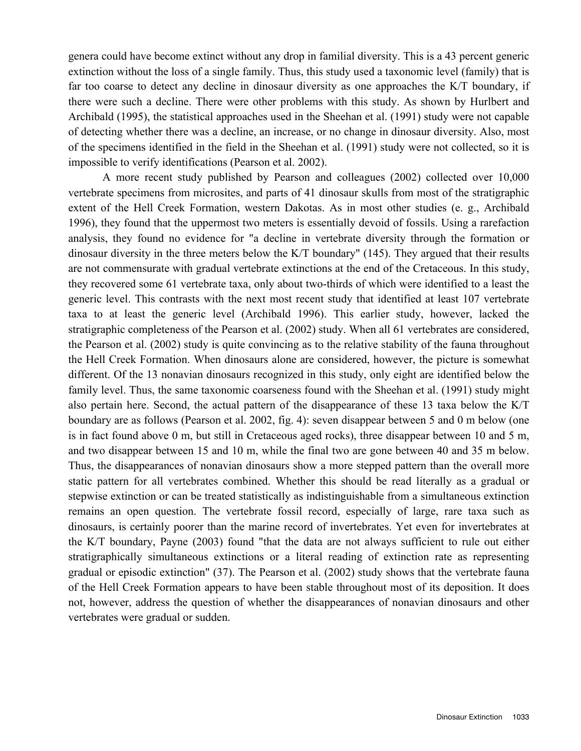genera could have become extinct without any drop in familial diversity. This is a 43 percent generic extinction without the loss of a single family. Thus, this study used a taxonomic level (family) that is far too coarse to detect any decline in dinosaur diversity as one approaches the K/T boundary, if there were such a decline. There were other problems with this study. As shown by Hurlbert and Archibald (1995), the statistical approaches used in the Sheehan et al. (1991) study were not capable of detecting whether there was a decline, an increase, or no change in dinosaur diversity. Also, most of the specimens identified in the field in the Sheehan et al. (1991) study were not collected, so it is impossible to verify identifications (Pearson et al. 2002).

A more recent study published by Pearson and colleagues (2002) collected over 10,000 vertebrate specimens from microsites, and parts of 41 dinosaur skulls from most of the stratigraphic extent of the Hell Creek Formation, western Dakotas. As in most other studies (e. g., Archibald 1996), they found that the uppermost two meters is essentially devoid of fossils. Using a rarefaction analysis, they found no evidence for "a decline in vertebrate diversity through the formation or dinosaur diversity in the three meters below the K/T boundary" (145). They argued that their results are not commensurate with gradual vertebrate extinctions at the end of the Cretaceous. In this study, they recovered some 61 vertebrate taxa, only about two-thirds of which were identified to a least the generic level. This contrasts with the next most recent study that identified at least 107 vertebrate taxa to at least the generic level (Archibald 1996). This earlier study, however, lacked the stratigraphic completeness of the Pearson et al. (2002) study. When all 61 vertebrates are considered, the Pearson et al. (2002) study is quite convincing as to the relative stability of the fauna throughout the Hell Creek Formation. When dinosaurs alone are considered, however, the picture is somewhat different. Of the 13 nonavian dinosaurs recognized in this study, only eight are identified below the family level. Thus, the same taxonomic coarseness found with the Sheehan et al. (1991) study might also pertain here. Second, the actual pattern of the disappearance of these 13 taxa below the K/T boundary are as follows (Pearson et al. 2002, fig. 4): seven disappear between 5 and 0 m below (one is in fact found above 0 m, but still in Cretaceous aged rocks), three disappear between 10 and 5 m, and two disappear between 15 and 10 m, while the final two are gone between 40 and 35 m below. Thus, the disappearances of nonavian dinosaurs show a more stepped pattern than the overall more static pattern for all vertebrates combined. Whether this should be read literally as a gradual or stepwise extinction or can be treated statistically as indistinguishable from a simultaneous extinction remains an open question. The vertebrate fossil record, especially of large, rare taxa such as dinosaurs, is certainly poorer than the marine record of invertebrates. Yet even for invertebrates at the K/T boundary, Payne (2003) found "that the data are not always sufficient to rule out either stratigraphically simultaneous extinctions or a literal reading of extinction rate as representing gradual or episodic extinction" (37). The Pearson et al. (2002) study shows that the vertebrate fauna of the Hell Creek Formation appears to have been stable throughout most of its deposition. It does not, however, address the question of whether the disappearances of nonavian dinosaurs and other vertebrates were gradual or sudden.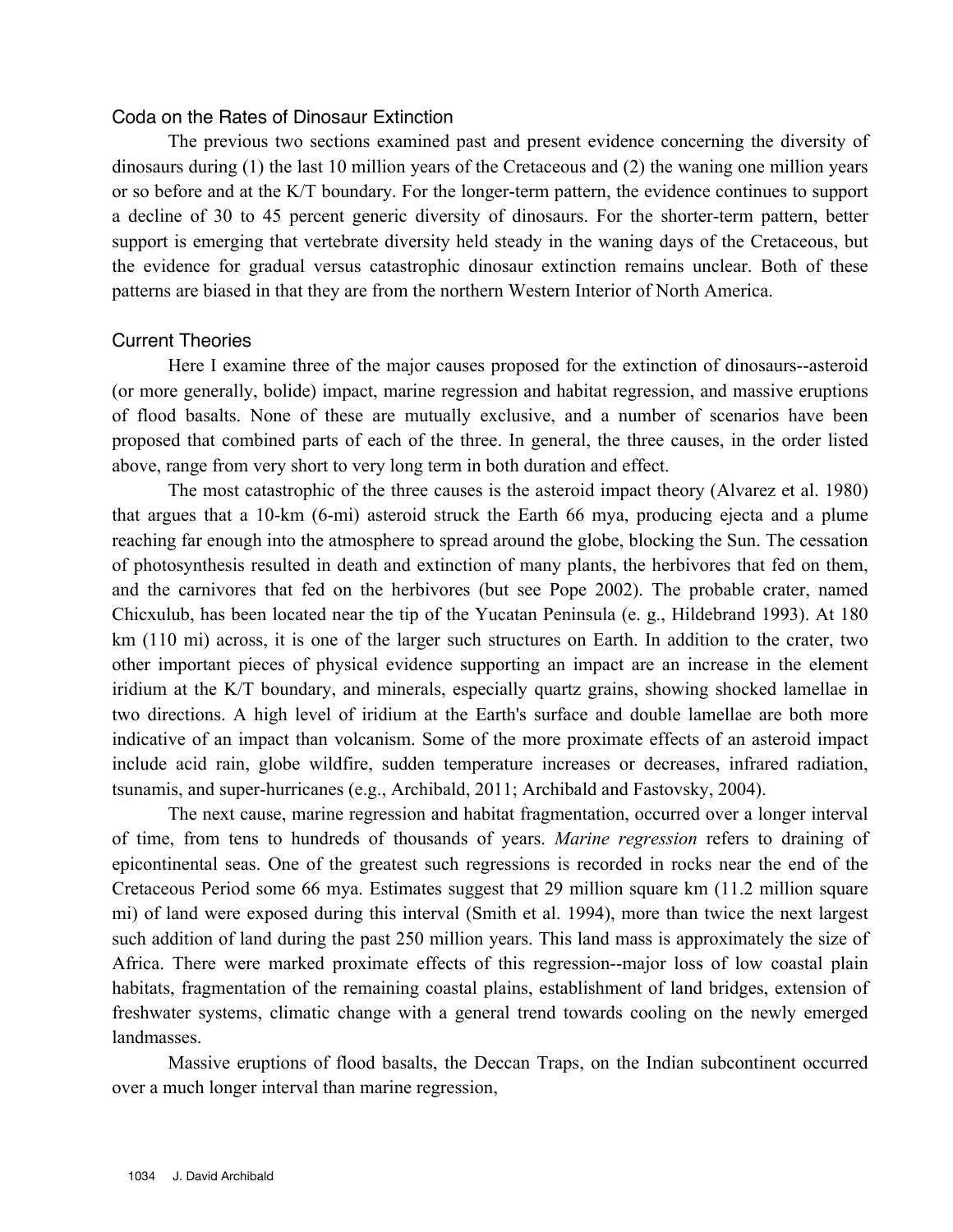## Coda on the Rates of Dinosaur Extinction

The previous two sections examined past and present evidence concerning the diversity of dinosaurs during (1) the last 10 million years of the Cretaceous and (2) the waning one million years or so before and at the K/T boundary. For the longer-term pattern, the evidence continues to support a decline of 30 to 45 percent generic diversity of dinosaurs. For the shorter-term pattern, better support is emerging that vertebrate diversity held steady in the waning days of the Cretaceous, but the evidence for gradual versus catastrophic dinosaur extinction remains unclear. Both of these patterns are biased in that they are from the northern Western Interior of North America.

## Current Theories

Here I examine three of the major causes proposed for the extinction of dinosaurs--asteroid (or more generally, bolide) impact, marine regression and habitat regression, and massive eruptions of flood basalts. None of these are mutually exclusive, and a number of scenarios have been proposed that combined parts of each of the three. In general, the three causes, in the order listed above, range from very short to very long term in both duration and effect.

The most catastrophic of the three causes is the asteroid impact theory (Alvarez et al. 1980) that argues that a 10-km (6-mi) asteroid struck the Earth 66 mya, producing ejecta and a plume reaching far enough into the atmosphere to spread around the globe, blocking the Sun. The cessation of photosynthesis resulted in death and extinction of many plants, the herbivores that fed on them, and the carnivores that fed on the herbivores (but see Pope 2002). The probable crater, named Chicxulub, has been located near the tip of the Yucatan Peninsula (e. g., Hildebrand 1993). At 180 km (110 mi) across, it is one of the larger such structures on Earth. In addition to the crater, two other important pieces of physical evidence supporting an impact are an increase in the element iridium at the K/T boundary, and minerals, especially quartz grains, showing shocked lamellae in two directions. A high level of iridium at the Earth's surface and double lamellae are both more indicative of an impact than volcanism. Some of the more proximate effects of an asteroid impact include acid rain, globe wildfire, sudden temperature increases or decreases, infrared radiation, tsunamis, and super-hurricanes (e.g., Archibald, 2011; Archibald and Fastovsky, 2004).

The next cause, marine regression and habitat fragmentation, occurred over a longer interval of time, from tens to hundreds of thousands of years. *Marine regression* refers to draining of epicontinental seas. One of the greatest such regressions is recorded in rocks near the end of the Cretaceous Period some 66 mya. Estimates suggest that 29 million square km (11.2 million square mi) of land were exposed during this interval (Smith et al. 1994), more than twice the next largest such addition of land during the past 250 million years. This land mass is approximately the size of Africa. There were marked proximate effects of this regression--major loss of low coastal plain habitats, fragmentation of the remaining coastal plains, establishment of land bridges, extension of freshwater systems, climatic change with a general trend towards cooling on the newly emerged landmasses.

Massive eruptions of flood basalts, the Deccan Traps, on the Indian subcontinent occurred over a much longer interval than marine regression,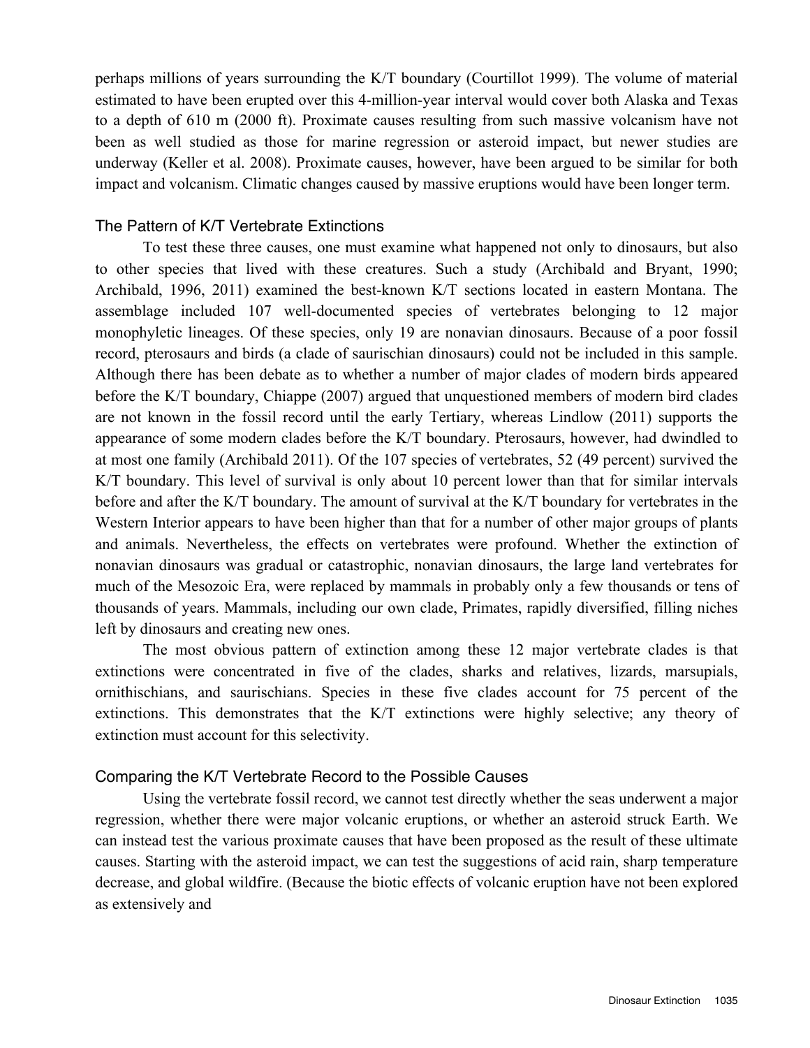perhaps millions of years surrounding the K/T boundary (Courtillot 1999). The volume of material estimated to have been erupted over this 4-million-year interval would cover both Alaska and Texas to a depth of 610 m (2000 ft). Proximate causes resulting from such massive volcanism have not been as well studied as those for marine regression or asteroid impact, but newer studies are underway (Keller et al. 2008). Proximate causes, however, have been argued to be similar for both impact and volcanism. Climatic changes caused by massive eruptions would have been longer term.

## The Pattern of K/T Vertebrate Extinctions

To test these three causes, one must examine what happened not only to dinosaurs, but also to other species that lived with these creatures. Such a study (Archibald and Bryant, 1990; Archibald, 1996, 2011) examined the best-known K/T sections located in eastern Montana. The assemblage included 107 well-documented species of vertebrates belonging to 12 major monophyletic lineages. Of these species, only 19 are nonavian dinosaurs. Because of a poor fossil record, pterosaurs and birds (a clade of saurischian dinosaurs) could not be included in this sample. Although there has been debate as to whether a number of major clades of modern birds appeared before the K/T boundary, Chiappe (2007) argued that unquestioned members of modern bird clades are not known in the fossil record until the early Tertiary, whereas Lindlow (2011) supports the appearance of some modern clades before the K/T boundary. Pterosaurs, however, had dwindled to at most one family (Archibald 2011). Of the 107 species of vertebrates, 52 (49 percent) survived the K/T boundary. This level of survival is only about 10 percent lower than that for similar intervals before and after the K/T boundary. The amount of survival at the K/T boundary for vertebrates in the Western Interior appears to have been higher than that for a number of other major groups of plants and animals. Nevertheless, the effects on vertebrates were profound. Whether the extinction of nonavian dinosaurs was gradual or catastrophic, nonavian dinosaurs, the large land vertebrates for much of the Mesozoic Era, were replaced by mammals in probably only a few thousands or tens of thousands of years. Mammals, including our own clade, Primates, rapidly diversified, filling niches left by dinosaurs and creating new ones.

The most obvious pattern of extinction among these 12 major vertebrate clades is that extinctions were concentrated in five of the clades, sharks and relatives, lizards, marsupials, ornithischians, and saurischians. Species in these five clades account for 75 percent of the extinctions. This demonstrates that the K/T extinctions were highly selective; any theory of extinction must account for this selectivity.

## Comparing the K/T Vertebrate Record to the Possible Causes

Using the vertebrate fossil record, we cannot test directly whether the seas underwent a major regression, whether there were major volcanic eruptions, or whether an asteroid struck Earth. We can instead test the various proximate causes that have been proposed as the result of these ultimate causes. Starting with the asteroid impact, we can test the suggestions of acid rain, sharp temperature decrease, and global wildfire. (Because the biotic effects of volcanic eruption have not been explored as extensively and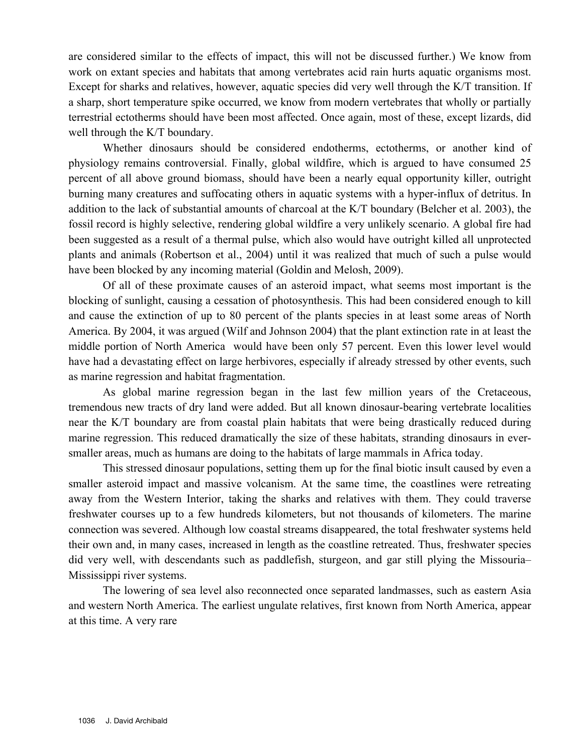are considered similar to the effects of impact, this will not be discussed further.) We know from work on extant species and habitats that among vertebrates acid rain hurts aquatic organisms most. Except for sharks and relatives, however, aquatic species did very well through the K/T transition. If a sharp, short temperature spike occurred, we know from modern vertebrates that wholly or partially terrestrial ectotherms should have been most affected. Once again, most of these, except lizards, did well through the K/T boundary.

Whether dinosaurs should be considered endotherms, ectotherms, or another kind of physiology remains controversial. Finally, global wildfire, which is argued to have consumed 25 percent of all above ground biomass, should have been a nearly equal opportunity killer, outright burning many creatures and suffocating others in aquatic systems with a hyper-influx of detritus. In addition to the lack of substantial amounts of charcoal at the K/T boundary (Belcher et al. 2003), the fossil record is highly selective, rendering global wildfire a very unlikely scenario. A global fire had been suggested as a result of a thermal pulse, which also would have outright killed all unprotected plants and animals (Robertson et al., 2004) until it was realized that much of such a pulse would have been blocked by any incoming material (Goldin and Melosh, 2009).

Of all of these proximate causes of an asteroid impact, what seems most important is the blocking of sunlight, causing a cessation of photosynthesis. This had been considered enough to kill and cause the extinction of up to 80 percent of the plants species in at least some areas of North America. By 2004, it was argued (Wilf and Johnson 2004) that the plant extinction rate in at least the middle portion of North America  would have been only 57 percent. Even this lower level would have had a devastating effect on large herbivores, especially if already stressed by other events, such as marine regression and habitat fragmentation.

As global marine regression began in the last few million years of the Cretaceous, tremendous new tracts of dry land were added. But all known dinosaur-bearing vertebrate localities near the K/T boundary are from coastal plain habitats that were being drastically reduced during marine regression. This reduced dramatically the size of these habitats, stranding dinosaurs in ever-smaller areas, much as humans are doing to the habitats of large mammals in Africa today.

This stressed dinosaur populations, setting them up for the final biotic insult caused by even a smaller asteroid impact and massive volcanism. At the same time, the coastlines were retreating away from the Western Interior, taking the sharks and relatives with them. They could traverse freshwater courses up to a few hundreds kilometers, but not thousands of kilometers. The marine connection was severed. Although low coastal streams disappeared, the total freshwater systems held their own and, in many cases, increased in length as the coastline retreated. Thus, freshwater species did very well, with descendants such as paddlefish, sturgeon, and gar still plying the Missouria–Mississippi river systems.

The lowering of sea level also reconnected once separated landmasses, such as eastern Asia and western North America. The earliest ungulate relatives, first known from North America, appear at this time. A very rare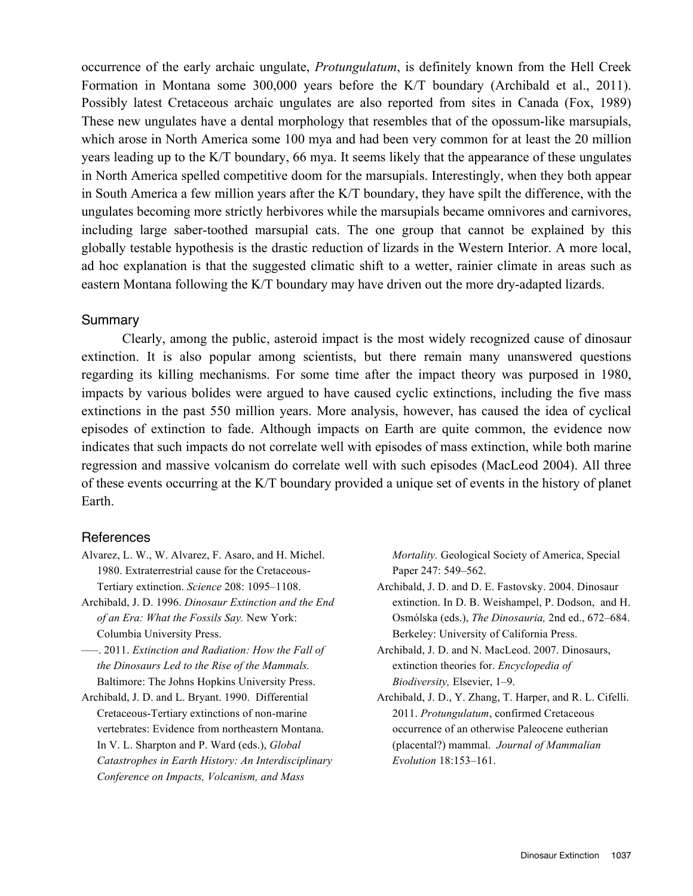occurrence of the early archaic ungulate, *Protungulatum*, is definitely known from the Hell Creek Formation in Montana some 300,000 years before the K/T boundary (Archibald et al., 2011). Possibly latest Cretaceous archaic ungulates are also reported from sites in Canada (Fox, 1989) These new ungulates have a dental morphology that resembles that of the opossum-like marsupials, which arose in North America some 100 mya and had been very common for at least the 20 million years leading up to the K/T boundary, 66 mya. It seems likely that the appearance of these ungulates in North America spelled competitive doom for the marsupials. Interestingly, when they both appear in South America a few million years after the K/T boundary, they have spilt the difference, with the ungulates becoming more strictly herbivores while the marsupials became omnivores and carnivores, including large saber-toothed marsupial cats. The one group that cannot be explained by this globally testable hypothesis is the drastic reduction of lizards in the Western Interior. A more local, ad hoc explanation is that the suggested climatic shift to a wetter, rainier climate in areas such as eastern Montana following the K/T boundary may have driven out the more dry-adapted lizards.

## Summary

Clearly, among the public, asteroid impact is the most widely recognized cause of dinosaur extinction. It is also popular among scientists, but there remain many unanswered questions regarding its killing mechanisms. For some time after the impact theory was purposed in 1980, impacts by various bolides were argued to have caused cyclic extinctions, including the five mass extinctions in the past 550 million years. More analysis, however, has caused the idea of cyclical episodes of extinction to fade. Although impacts on Earth are quite common, the evidence now indicates that such impacts do not correlate well with episodes of mass extinction, while both marine regression and massive volcanism do correlate well with such episodes (MacLeod 2004). All three of these events occurring at the K/T boundary provided a unique set of events in the history of planet Earth.

## References

Alvarez, L. W., W. Alvarez, F. Asaro, and H. Michel. 1980. Extraterrestrial cause for the Cretaceous-Tertiary extinction. *Science* 208: 1095–1108.

Archibald, J. D. 1996. *Dinosaur Extinction and the End of an Era: What the Fossils Say.* New York: Columbia University Press.

——. 2011. *Extinction and Radiation: How the Fall of the Dinosaurs Led to the Rise of the Mammals.* Baltimore: The Johns Hopkins University Press.

Archibald, J. D. and L. Bryant. 1990. Differential Cretaceous-Tertiary extinctions of non-marine vertebrates: Evidence from northeastern Montana. In V. L. Sharpton and P. Ward (eds.), *Global Catastrophes in Earth History: An Interdisciplinary Conference on Impacts, Volcanism, and Mass Mortality.* Geological Society of America, Special Paper 247: 549–562.

Archibald, J. D. and D. E. Fastovsky. 2004. Dinosaur extinction. In D. B. Weishampel, P. Dodson, and H. Osmólska (eds.), *The Dinosauria,* 2nd ed., 672–684. Berkeley: University of California Press.

Archibald, J. D. and N. MacLeod. 2007. Dinosaurs, extinction theories for. *Encyclopedia of Biodiversity,* Elsevier, 1–9.

Archibald, J. D., Y. Zhang, T. Harper, and R. L. Cifelli. 2011. *Protungulatum*, confirmed Cretaceous occurrence of an otherwise Paleocene eutherian (placental?) mammal. *Journal of Mammalian Evolution* 18:153–161.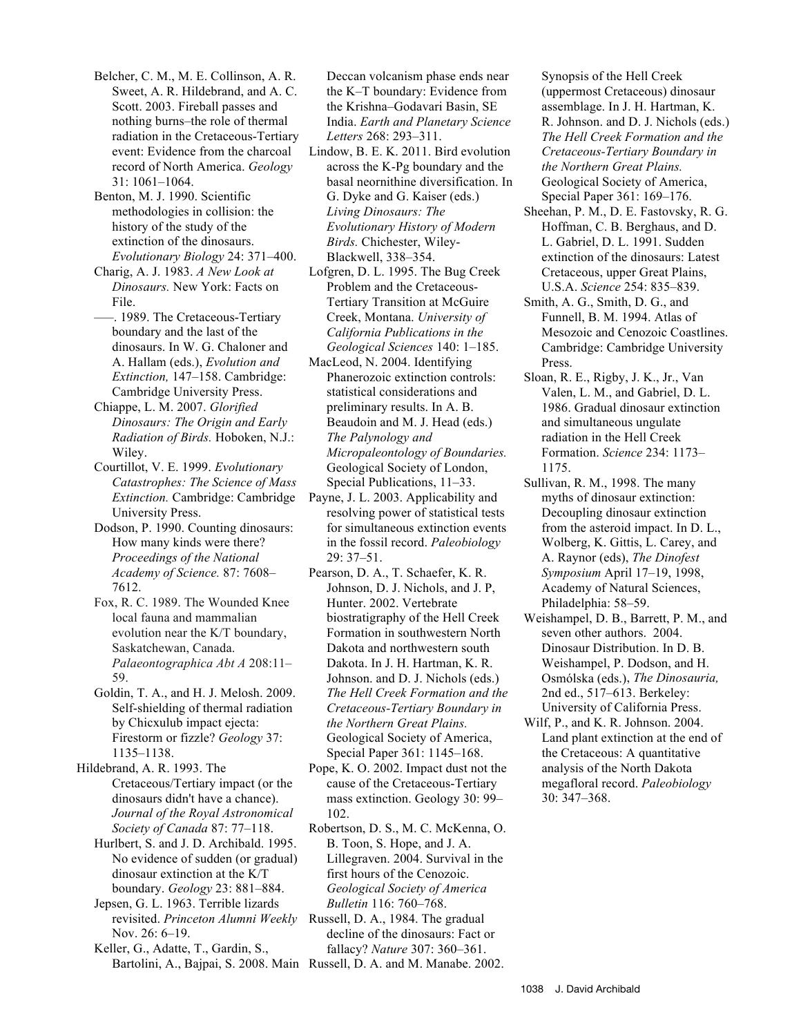Belcher, C. M., M. E. Collinson, A. R. Sweet, A. R. Hildebrand, and A. C. Scott. 2003. Fireball passes and nothing burns–the role of thermal radiation in the Cretaceous-Tertiary event: Evidence from the charcoal record of North America. *Geology* 31: 1061–1064.

Benton, M. J. 1990. Scientific methodologies in collision: the history of the study of the extinction of the dinosaurs. *Evolutionary Biology* 24: 371–400.

Charig, A. J. 1983. *A New Look at Dinosaurs.* New York: Facts on File.

——. 1989. The Cretaceous-Tertiary boundary and the last of the dinosaurs. In W. G. Chaloner and A. Hallam (eds.), *Evolution and Extinction,* 147–158. Cambridge: Cambridge University Press.

Chiappe, L. M. 2007. *Glorified Dinosaurs: The Origin and Early Radiation of Birds.* Hoboken, N.J.: Wiley.

Courtillot, V. E. 1999. *Evolutionary Catastrophes: The Science of Mass Extinction.* Cambridge: Cambridge University Press.

Dodson, P. 1990. Counting dinosaurs: How many kinds were there? *Proceedings of the National Academy of Science.* 87: 7608–7612.

Fox, R. C. 1989. The Wounded Knee local fauna and mammalian evolution near the K/T boundary, Saskatchewan, Canada. *Palaeontographica Abt A* 208:11–59.

Goldin, T. A., and H. J. Melosh. 2009. Self-shielding of thermal radiation by Chicxulub impact ejecta: Firestorm or fizzle? *Geology* 37: 1135–1138.

Hildebrand, A. R. 1993. The Cretaceous/Tertiary impact (or the dinosaurs didn't have a chance). *Journal of the Royal Astronomical Society of Canada* 87: 77–118.

Hurlbert, S. and J. D. Archibald. 1995. No evidence of sudden (or gradual) dinosaur extinction at the K/T boundary. *Geology* 23: 881–884.

Jepsen, G. L. 1963. Terrible lizards revisited. *Princeton Alumni Weekly* Nov. 26: 6–19.

Keller, G., Adatte, T., Gardin, S., Bartolini, A., Bajpai, S. 2008. Main Deccan volcanism phase ends near the K–T boundary: Evidence from the Krishna–Godavari Basin, SE India. *Earth and Planetary Science Letters* 268: 293–311.

Lindow, B. E. K. 2011. Bird evolution across the K-Pg boundary and the basal neornithine diversification. In G. Dyke and G. Kaiser (eds.) *Living Dinosaurs: The Evolutionary History of Modern Birds.* Chichester, Wiley-Blackwell, 338–354.

Lofgren, D. L. 1995. The Bug Creek Problem and the Cretaceous-Tertiary Transition at McGuire Creek, Montana. *University of California Publications in the Geological Sciences* 140: 1–185.

MacLeod, N. 2004. Identifying Phanerozoic extinction controls: statistical considerations and preliminary results. In A. B. Beaudoin and M. J. Head (eds.) *The Palynology and Micropaleontology of Boundaries.* Geological Society of London, Special Publications, 11–33.

Payne, J. L. 2003. Applicability and resolving power of statistical tests for simultaneous extinction events in the fossil record. *Paleobiology* 29: 37–51.

Pearson, D. A., T. Schaefer, K. R. Johnson, D. J. Nichols, and J. P, Hunter. 2002. Vertebrate biostratigraphy of the Hell Creek Formation in southwestern North Dakota and northwestern south Dakota. In J. H. Hartman, K. R. Johnson. and D. J. Nichols (eds.) *The Hell Creek Formation and the Cretaceous-Tertiary Boundary in the Northern Great Plains.* Geological Society of America, Special Paper 361: 1145–168.

Pope, K. O. 2002. Impact dust not the cause of the Cretaceous-Tertiary mass extinction. Geology 30: 99–102.

Robertson, D. S., M. C. McKenna, O. B. Toon, S. Hope, and J. A. Lillegraven. 2004. Survival in the first hours of the Cenozoic. *Geological Society of America Bulletin* 116: 760–768.

Russell, D. A., 1984. The gradual decline of the dinosaurs: Fact or fallacy? *Nature* 307: 360–361.

Russell, D. A. and M. Manabe. 2002. Synopsis of the Hell Creek (uppermost Cretaceous) dinosaur assemblage. In J. H. Hartman, K. R. Johnson. and D. J. Nichols (eds.) *The Hell Creek Formation and the Cretaceous-Tertiary Boundary in the Northern Great Plains.* Geological Society of America, Special Paper 361: 169–176.

Sheehan, P. M., D. E. Fastovsky, R. G. Hoffman, C. B. Berghaus, and D. L. Gabriel, D. L. 1991. Sudden extinction of the dinosaurs: Latest Cretaceous, upper Great Plains, U.S.A. *Science* 254: 835–839.

Smith, A. G., Smith, D. G., and Funnell, B. M. 1994. Atlas of Mesozoic and Cenozoic Coastlines. Cambridge: Cambridge University Press.

Sloan, R. E., Rigby, J. K., Jr., Van Valen, L. M., and Gabriel, D. L. 1986. Gradual dinosaur extinction and simultaneous ungulate radiation in the Hell Creek Formation. *Science* 234: 1173–1175.

Sullivan, R. M., 1998. The many myths of dinosaur extinction: Decoupling dinosaur extinction from the asteroid impact. In D. L., Wolberg, K. Gittis, L. Carey, and A. Raynor (eds), *The Dinofest Symposium* April 17–19, 1998, Academy of Natural Sciences, Philadelphia: 58–59.

Weishampel, D. B., Barrett, P. M., and seven other authors. 2004. Dinosaur Distribution. In D. B. Weishampel, P. Dodson, and H. Osmólska (eds.), *The Dinosauria,* 2nd ed., 517–613. Berkeley: University of California Press.

Wilf, P., and K. R. Johnson. 2004. Land plant extinction at the end of the Cretaceous: A quantitative analysis of the North Dakota megafloral record. *Paleobiology* 30: 347–368.